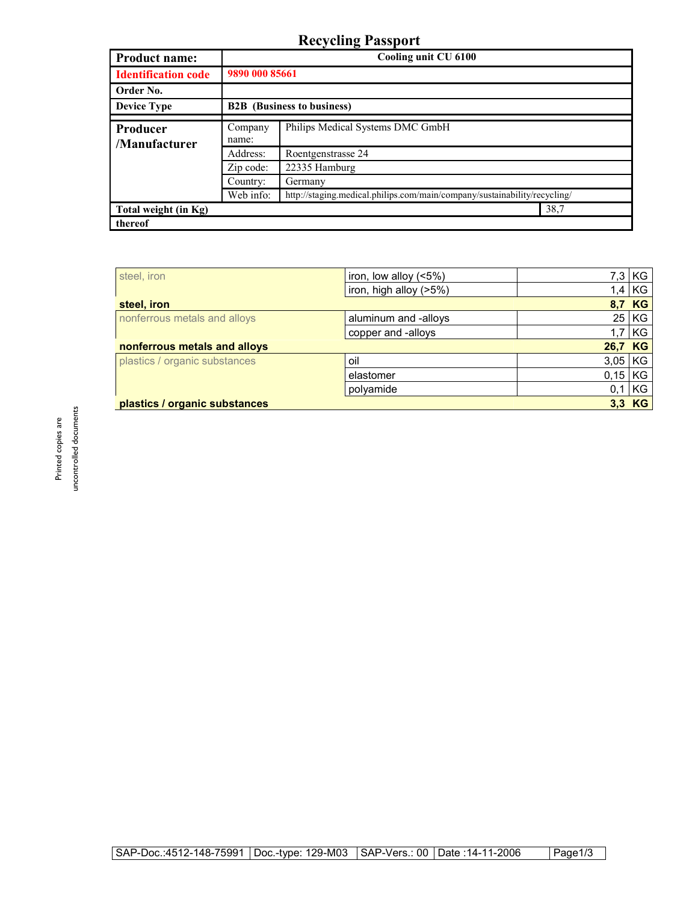# Recycling Passport

| Product name: | Cooling unit CU 6100 | |
|---|---|---|
| Identification code | 9890 000 85661 | |
| Order No. | | |
| Device Type | B2B (Business to business) | |
| Producer /Manufacturer | Company name: | Philips Medical Systems DMC GmbH |
| | Address: | Roentgenstrasse 24 |
| | Zip code: | 22335 Hamburg |
| | Country: | Germany |
| | Web info: | http://staging.medical.philips.com/main/company/sustainability/recycling/ |
| Total weight (in Kg) | | 38,7 |
| thereof | | |

| Category | Material | Weight | Unit |
|---|---|---|---|
| steel, iron | iron, low alloy (<5%) | 7,3 | KG |
| | iron, high alloy (>5%) | 1,4 | KG |
| **steel, iron** | | **8,7** | **KG** |
| nonferrous metals and alloys | aluminum and -alloys | 25 | KG |
| | copper and -alloys | 1,7 | KG |
| **nonferrous metals and alloys** | | **26,7** | **KG** |
| plastics / organic substances | oil | 3,05 | KG |
| | elastomer | 0,15 | KG |
| | polyamide | 0,1 | KG |
| **plastics / organic substances** | | **3,3** | **KG** |

Printed copies are uncontrolled documents

SAP-Doc.:4512-148-75991 | Doc.-type: 129-M03 | SAP-Vers.: 00 | Date :14-11-2006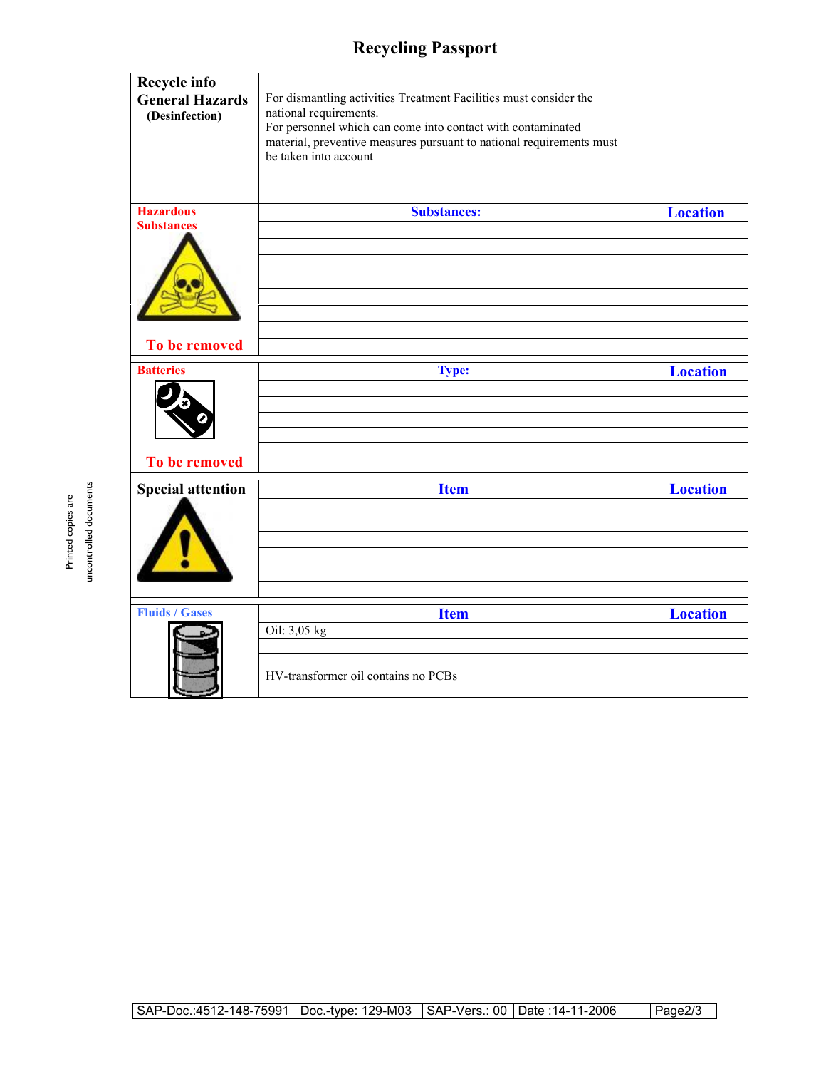# Recycling Passport

| Recycle info | | |
|---|---|---|
| **General Hazards** **(Desinfection)** | For dismantling activities Treatment Facilities must consider the national requirements. For personnel which can come into contact with contaminated material, preventive measures pursuant to national requirements must be taken into account | |

| **Hazardous Substances** **To be removed** | **Substances:** | **Location** |
|---|---|---|
| | | |
| | | |
| | | |
| | | |
| | | |
| | | |
| | | |
| | | |

| **Batteries** **To be removed** | **Type:** | **Location** |
|---|---|---|
| | | |
| | | |
| | | |
| | | |
| | | |
| | | |

| **Special attention** | **Item** | **Location** |
|---|---|---|
| | | |
| | | |
| | | |
| | | |
| | | |
| | | |

| **Fluids / Gases** | **Item** | **Location** |
|---|---|---|
| | Oil: 3,05 kg | |
| | | |
| | | |
| | HV-transformer oil contains no PCBs | |

Printed copies are uncontrolled documents

| SAP-Doc.:4512-148-75991 | Doc.-type: 129-M03 | SAP-Vers.: 00 | Date :14-11-2006 |
|---|---|---|---|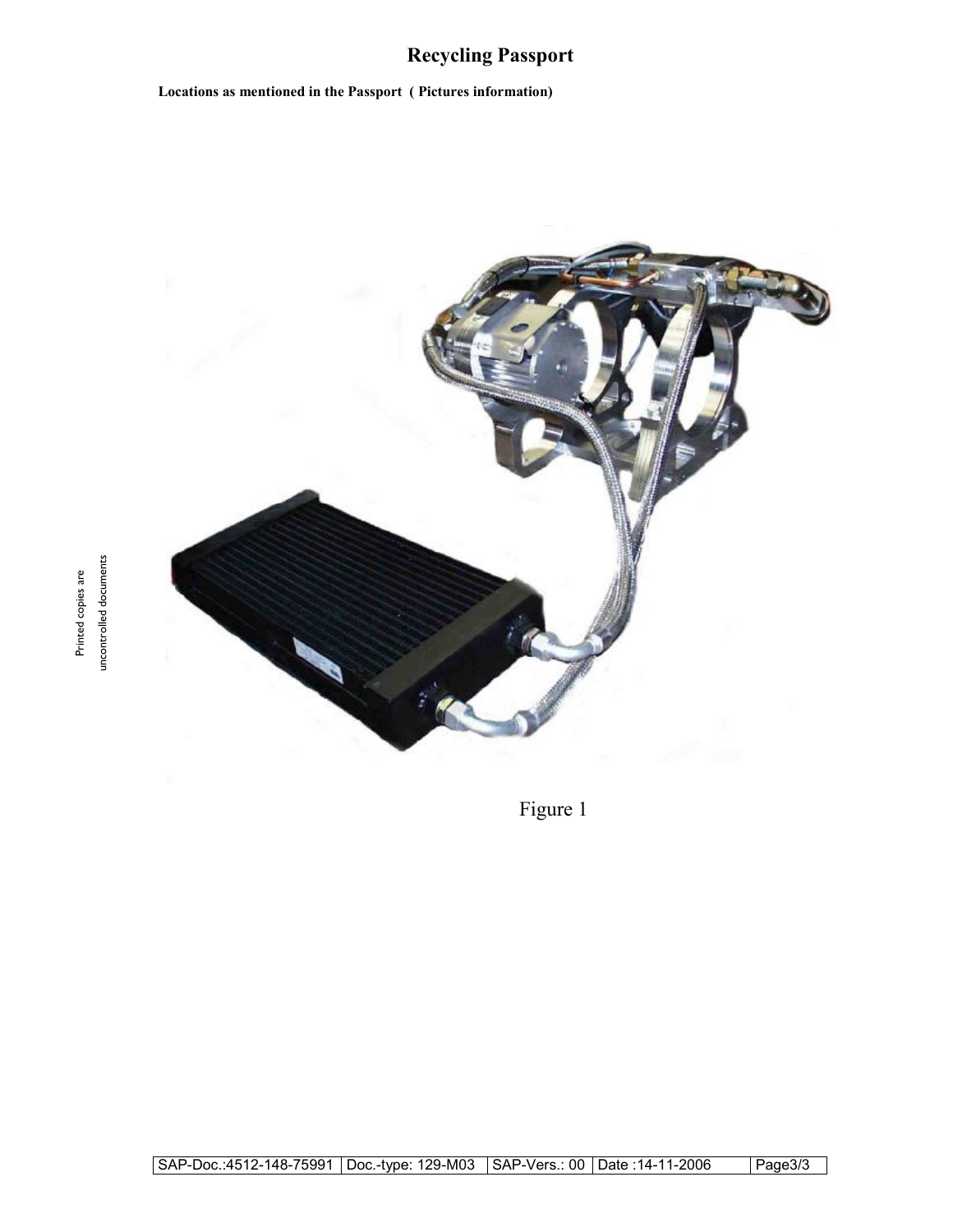# Recycling Passport

**Locations as mentioned in the Passport ( Pictures information)**

Figure 1